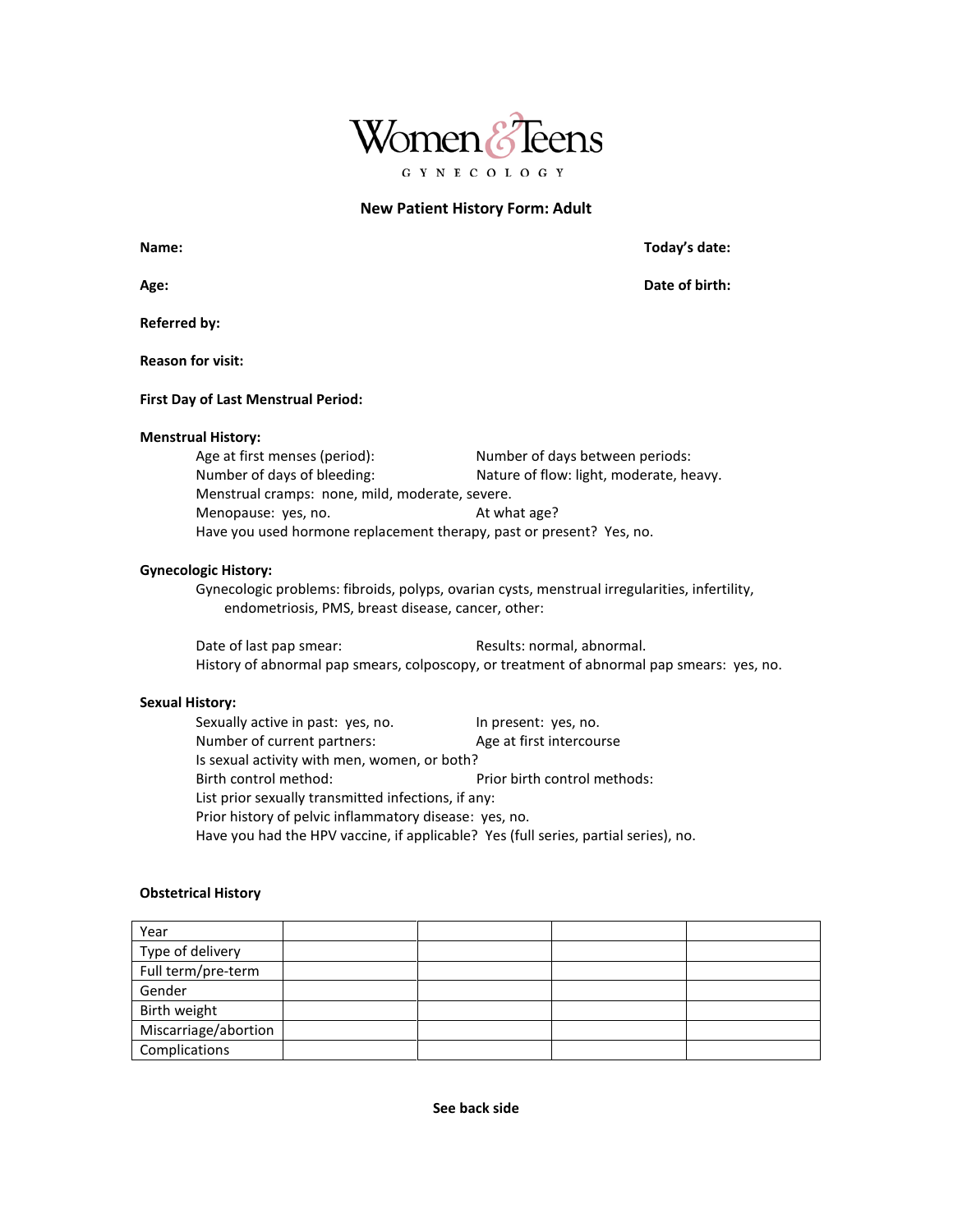# Women & Teens

GYNECOLOGY

## New Patient History Form: Adult

**Name:** **Today's date:**

**Age:** **Date of birth:**

**Referred by:**

**Reason for visit:**

**First Day of Last Menstrual Period:**

**Menstrual History:**

Age at first menses (period): Number of days between periods:
Number of days of bleeding: Nature of flow: light, moderate, heavy.
Menstrual cramps: none, mild, moderate, severe.
Menopause: yes, no. At what age?
Have you used hormone replacement therapy, past or present? Yes, no.

**Gynecologic History:**

Gynecologic problems: fibroids, polyps, ovarian cysts, menstrual irregularities, infertility, endometriosis, PMS, breast disease, cancer, other:

Date of last pap smear: Results: normal, abnormal.
History of abnormal pap smears, colposcopy, or treatment of abnormal pap smears: yes, no.

**Sexual History:**

Sexually active in past: yes, no. In present: yes, no.
Number of current partners: Age at first intercourse
Is sexual activity with men, women, or both?
Birth control method: Prior birth control methods:
List prior sexually transmitted infections, if any:
Prior history of pelvic inflammatory disease: yes, no.
Have you had the HPV vaccine, if applicable? Yes (full series, partial series), no.

**Obstetrical History**

| Year | | | | |
|---|---|---|---|---|
| Type of delivery | | | | |
| Full term/pre-term | | | | |
| Gender | | | | |
| Birth weight | | | | |
| Miscarriage/abortion | | | | |
| Complications | | | | |

**See back side**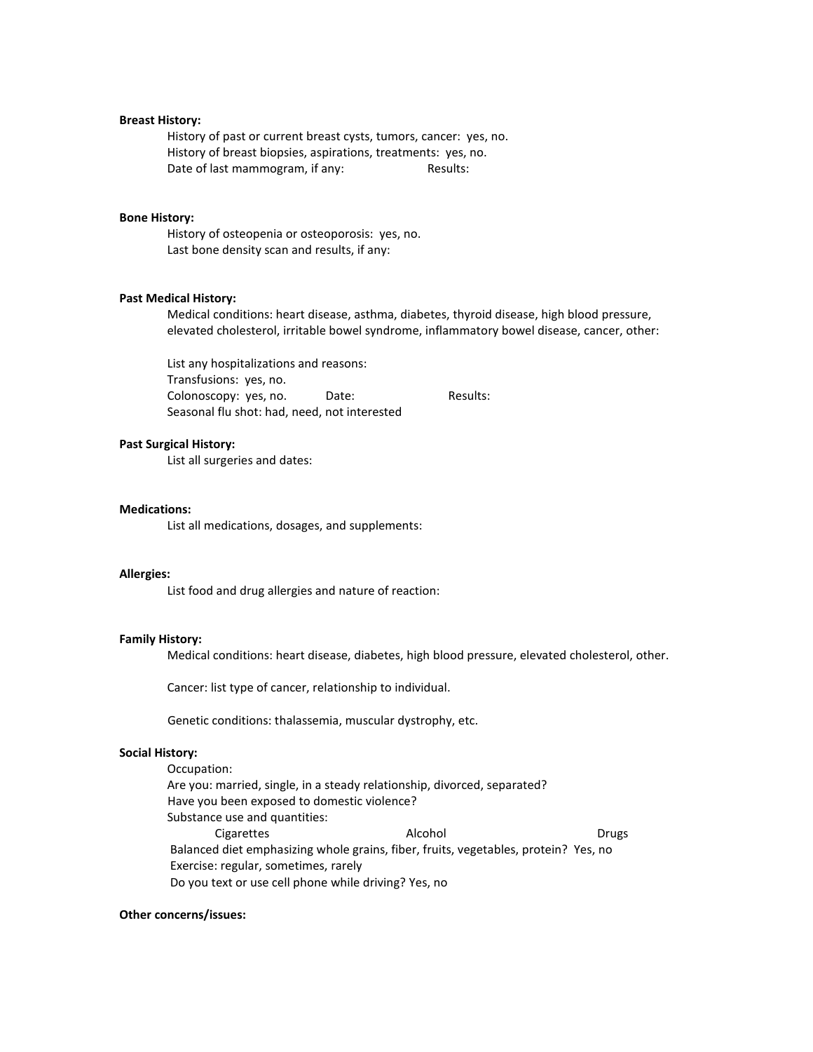**Breast History:**

History of past or current breast cysts, tumors, cancer: yes, no.
History of breast biopsies, aspirations, treatments: yes, no.
Date of last mammogram, if any: Results:

**Bone History:**

History of osteopenia or osteoporosis: yes, no.
Last bone density scan and results, if any:

**Past Medical History:**

Medical conditions: heart disease, asthma, diabetes, thyroid disease, high blood pressure, elevated cholesterol, irritable bowel syndrome, inflammatory bowel disease, cancer, other:

List any hospitalizations and reasons:
Transfusions: yes, no.
Colonoscopy: yes, no. Date: Results:
Seasonal flu shot: had, need, not interested

**Past Surgical History:**

List all surgeries and dates:

**Medications:**

List all medications, dosages, and supplements:

**Allergies:**

List food and drug allergies and nature of reaction:

**Family History:**

Medical conditions: heart disease, diabetes, high blood pressure, elevated cholesterol, other.

Cancer: list type of cancer, relationship to individual.

Genetic conditions: thalassemia, muscular dystrophy, etc.

**Social History:**

Occupation:
Are you: married, single, in a steady relationship, divorced, separated?
Have you been exposed to domestic violence?
Substance use and quantities:

Cigarettes Alcohol Drugs

Balanced diet emphasizing whole grains, fiber, fruits, vegetables, protein? Yes, no
Exercise: regular, sometimes, rarely
Do you text or use cell phone while driving? Yes, no

**Other concerns/issues:**